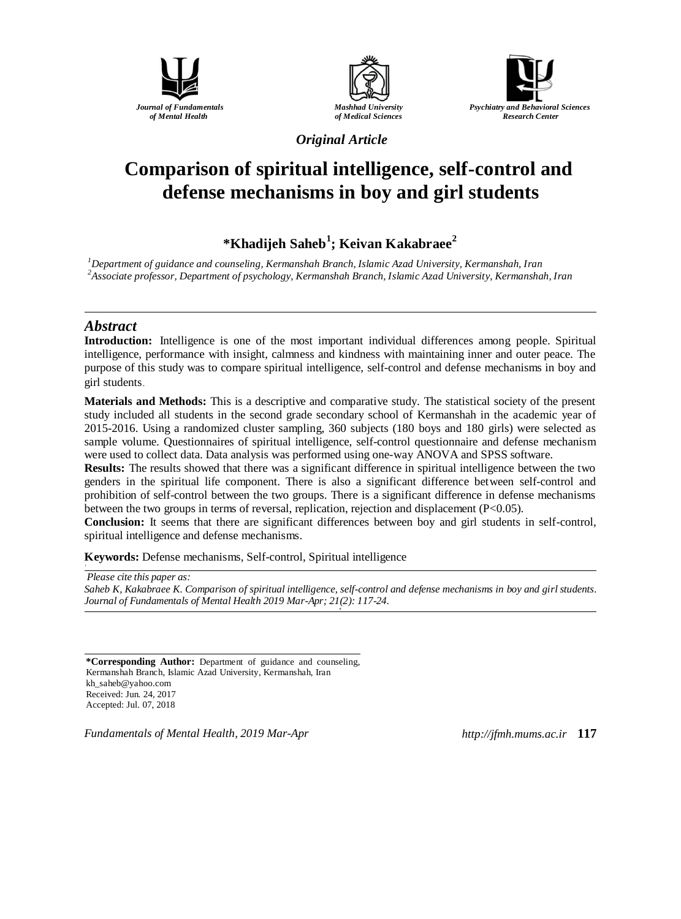*Journal of Fundamentals of Mental Health*

*Mashhad University of Medical Sciences*

*Psychiatry and Behavioral Sciences Research Center*

*Original Article*

# Comparison of spiritual intelligence, self-control and defense mechanisms in boy and girl students

**\*Khadijeh Saheb[1]; Keivan Kakabraee[2]**

[1]*Department of guidance and counseling, Kermanshah Branch, Islamic Azad University, Kermanshah, Iran*
[2]*Associate professor, Department of psychology, Kermanshah Branch, Islamic Azad University, Kermanshah, Iran*

## *Abstract*

**Introduction:** Intelligence is one of the most important individual differences among people. Spiritual intelligence, performance with insight, calmness and kindness with maintaining inner and outer peace. The purpose of this study was to compare spiritual intelligence, self-control and defense mechanisms in boy and girl students.

**Materials and Methods:** This is a descriptive and comparative study. The statistical society of the present study included all students in the second grade secondary school of Kermanshah in the academic year of 2015-2016. Using a randomized cluster sampling, 360 subjects (180 boys and 180 girls) were selected as sample volume. Questionnaires of spiritual intelligence, self-control questionnaire and defense mechanism were used to collect data. Data analysis was performed using one-way ANOVA and SPSS software.

**Results:** The results showed that there was a significant difference in spiritual intelligence between the two genders in the spiritual life component. There is also a significant difference between self-control and prohibition of self-control between the two groups. There is a significant difference in defense mechanisms between the two groups in terms of reversal, replication, rejection and displacement ($P<0.05$).

**Conclusion:** It seems that there are significant differences between boy and girl students in self-control, spiritual intelligence and defense mechanisms.

**Keywords:** Defense mechanisms, Self-control, Spiritual intelligence

*Please cite this paper as:*
*Saheb K, Kakabraee K. Comparison of spiritual intelligence, self-control and defense mechanisms in boy and girl students. Journal of Fundamentals of Mental Health 2019 Mar-Apr; 21(2): 117-24.*

**\*Corresponding Author:** Department of guidance and counseling, Kermanshah Branch, Islamic Azad University, Kermanshah, Iran
kh_saheb@yahoo.com
Received: Jun. 24, 2017
Accepted: Jul. 07, 2018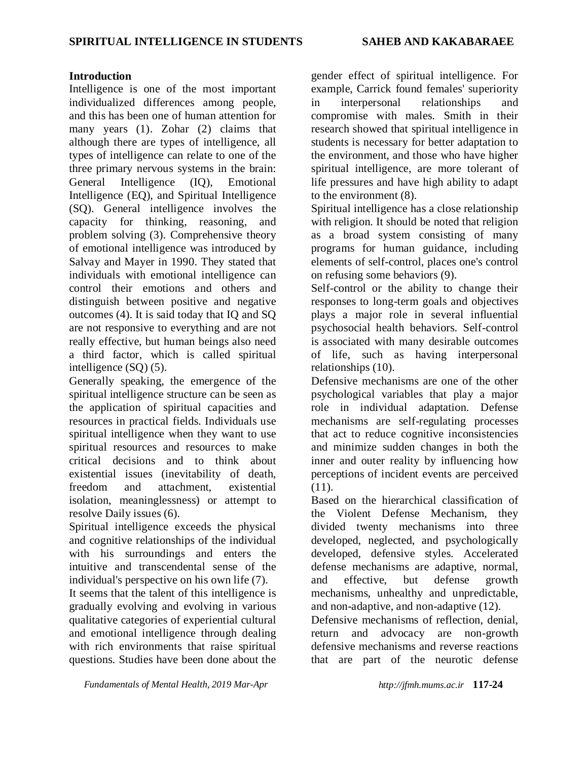## Introduction

Intelligence is one of the most important individualized differences among people, and this has been one of human attention for many years (1). Zohar (2) claims that although there are types of intelligence, all types of intelligence can relate to one of the three primary nervous systems in the brain: General Intelligence (IQ), Emotional Intelligence (EQ), and Spiritual Intelligence (SQ). General intelligence involves the capacity for thinking, reasoning, and problem solving (3). Comprehensive theory of emotional intelligence was introduced by Salvay and Mayer in 1990. They stated that individuals with emotional intelligence can control their emotions and others and distinguish between positive and negative outcomes (4). It is said today that IQ and SQ are not responsive to everything and are not really effective, but human beings also need a third factor, which is called spiritual intelligence (SQ) (5).

Generally speaking, the emergence of the spiritual intelligence structure can be seen as the application of spiritual capacities and resources in practical fields. Individuals use spiritual intelligence when they want to use spiritual resources and resources to make critical decisions and to think about existential issues (inevitability of death, freedom and attachment, existential isolation, meaninglessness) or attempt to resolve Daily issues (6).

Spiritual intelligence exceeds the physical and cognitive relationships of the individual with his surroundings and enters the intuitive and transcendental sense of the individual's perspective on his own life (7).

It seems that the talent of this intelligence is gradually evolving and evolving in various qualitative categories of experiential cultural and emotional intelligence through dealing with rich environments that raise spiritual questions. Studies have been done about the gender effect of spiritual intelligence. For example, Carrick found females' superiority in interpersonal relationships and compromise with males. Smith in their research showed that spiritual intelligence in students is necessary for better adaptation to the environment, and those who have higher spiritual intelligence, are more tolerant of life pressures and have high ability to adapt to the environment (8).

Spiritual intelligence has a close relationship with religion. It should be noted that religion as a broad system consisting of many programs for human guidance, including elements of self-control, places one's control on refusing some behaviors (9).

Self-control or the ability to change their responses to long-term goals and objectives plays a major role in several influential psychosocial health behaviors. Self-control is associated with many desirable outcomes of life, such as having interpersonal relationships (10).

Defensive mechanisms are one of the other psychological variables that play a major role in individual adaptation. Defense mechanisms are self-regulating processes that act to reduce cognitive inconsistencies and minimize sudden changes in both the inner and outer reality by influencing how perceptions of incident events are perceived (11).

Based on the hierarchical classification of the Violent Defense Mechanism, they divided twenty mechanisms into three developed, neglected, and psychologically developed, defensive styles. Accelerated defense mechanisms are adaptive, normal, and effective, but defense growth mechanisms, unhealthy and unpredictable, and non-adaptive, and non-adaptive (12).

Defensive mechanisms of reflection, denial, return and advocacy are non-growth defensive mechanisms and reverse reactions that are part of the neurotic defense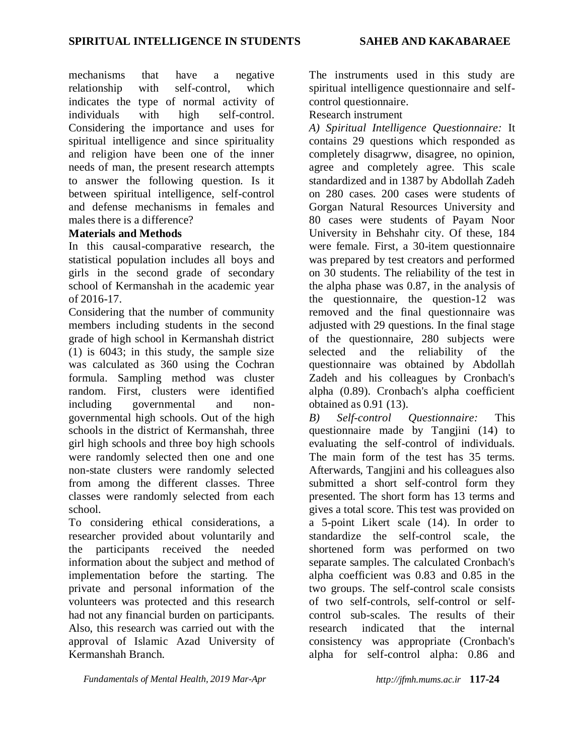mechanisms that have a negative relationship with self-control, which indicates the type of normal activity of individuals with high self-control. Considering the importance and uses for spiritual intelligence and since spirituality and religion have been one of the inner needs of man, the present research attempts to answer the following question. Is it between spiritual intelligence, self-control and defense mechanisms in females and males there is a difference?

**Materials and Methods**

In this causal-comparative research, the statistical population includes all boys and girls in the second grade of secondary school of Kermanshah in the academic year of 2016-17.

Considering that the number of community members including students in the second grade of high school in Kermanshah district (1) is 6043; in this study, the sample size was calculated as 360 using the Cochran formula. Sampling method was cluster random. First, clusters were identified including governmental and non-governmental high schools. Out of the high schools in the district of Kermanshah, three girl high schools and three boy high schools were randomly selected then one and one non-state clusters were randomly selected from among the different classes. Three classes were randomly selected from each school.

To considering ethical considerations, a researcher provided about voluntarily and the participants received the needed information about the subject and method of implementation before the starting. The private and personal information of the volunteers was protected and this research had not any financial burden on participants. Also, this research was carried out with the approval of Islamic Azad University of Kermanshah Branch.

The instruments used in this study are spiritual intelligence questionnaire and self-control questionnaire.

Research instrument

*A) Spiritual Intelligence Questionnaire:* It contains 29 questions which responded as completely disagrww, disagree, no opinion, agree and completely agree. This scale standardized and in 1387 by Abdollah Zadeh on 280 cases. 200 cases were students of Gorgan Natural Resources University and 80 cases were students of Payam Noor University in Behshahr city. Of these, 184 were female. First, a 30-item questionnaire was prepared by test creators and performed on 30 students. The reliability of the test in the alpha phase was 0.87, in the analysis of the questionnaire, the question-12 was removed and the final questionnaire was adjusted with 29 questions. In the final stage of the questionnaire, 280 subjects were selected and the reliability of the questionnaire was obtained by Abdollah Zadeh and his colleagues by Cronbach's alpha (0.89). Cronbach's alpha coefficient obtained as 0.91 (13).

*B) Self-control Questionnaire:* This questionnaire made by Tangjini (14) to evaluating the self-control of individuals. The main form of the test has 35 terms. Afterwards, Tangjini and his colleagues also submitted a short self-control form they presented. The short form has 13 terms and gives a total score. This test was provided on a 5-point Likert scale (14). In order to standardize the self-control scale, the shortened form was performed on two separate samples. The calculated Cronbach's alpha coefficient was 0.83 and 0.85 in the two groups. The self-control scale consists of two self-controls, self-control or self-control sub-scales. The results of their research indicated that the internal consistency was appropriate (Cronbach's alpha for self-control alpha: 0.86 and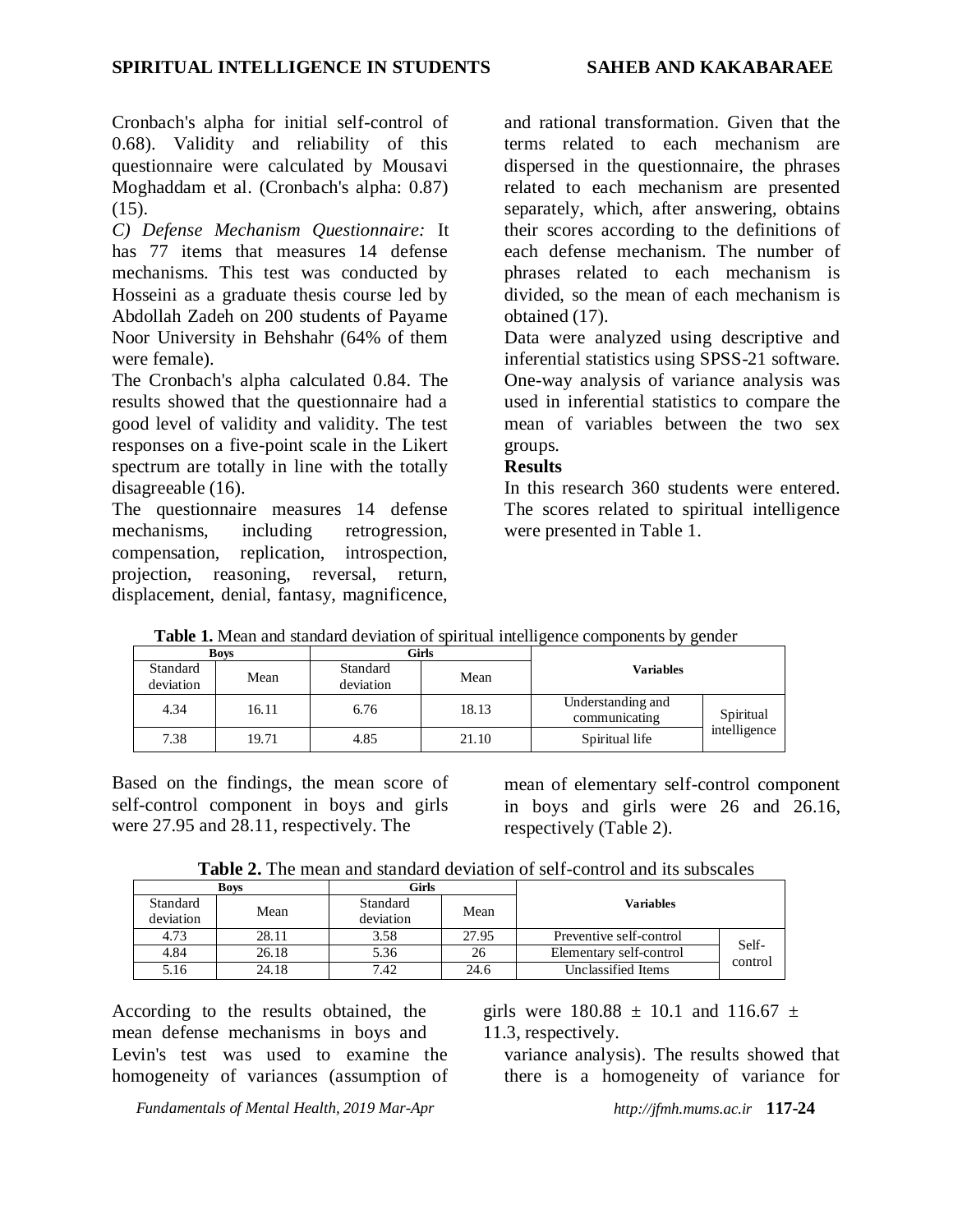Cronbach's alpha for initial self-control of 0.68). Validity and reliability of this questionnaire were calculated by Mousavi Moghaddam et al. (Cronbach's alpha: 0.87) (15).

*C) Defense Mechanism Questionnaire:* It has 77 items that measures 14 defense mechanisms. This test was conducted by Hosseini as a graduate thesis course led by Abdollah Zadeh on 200 students of Payame Noor University in Behshahr (64% of them were female).

The Cronbach's alpha calculated 0.84. The results showed that the questionnaire had a good level of validity and validity. The test responses on a five-point scale in the Likert spectrum are totally in line with the totally disagreeable (16).

The questionnaire measures 14 defense mechanisms, including retrogression, compensation, replication, introspection, projection, reasoning, reversal, return, displacement, denial, fantasy, magnificence, and rational transformation. Given that the terms related to each mechanism are dispersed in the questionnaire, the phrases related to each mechanism are presented separately, which, after answering, obtains their scores according to the definitions of each defense mechanism. The number of phrases related to each mechanism is divided, so the mean of each mechanism is obtained (17).

Data were analyzed using descriptive and inferential statistics using SPSS-21 software. One-way analysis of variance analysis was used in inferential statistics to compare the mean of variables between the two sex groups.

**Results**

In this research 360 students were entered. The scores related to spiritual intelligence were presented in Table 1.

**Table 1.** Mean and standard deviation of spiritual intelligence components by gender

| Boys | | Girls | | Variables | |
|---|---|---|---|---|---|
| Standard deviation | Mean | Standard deviation | Mean | | |
| 4.34 | 16.11 | 6.76 | 18.13 | Understanding and communicating | Spiritual intelligence |
| 7.38 | 19.71 | 4.85 | 21.10 | Spiritual life | |

Based on the findings, the mean score of self-control component in boys and girls were 27.95 and 28.11, respectively. The mean of elementary self-control component in boys and girls were 26 and 26.16, respectively (Table 2).

**Table 2.** The mean and standard deviation of self-control and its subscales

| Boys | | Girls | | Variables | |
|---|---|---|---|---|---|
| Standard deviation | Mean | Standard deviation | Mean | | |
| 4.73 | 28.11 | 3.58 | 27.95 | Preventive self-control | Self-control |
| 4.84 | 26.18 | 5.36 | 26 | Elementary self-control | |
| 5.16 | 24.18 | 7.42 | 24.6 | Unclassified Items | |

According to the results obtained, the mean defense mechanisms in boys and girls were 180.88 ± 10.1 and 116.67 ± 11.3, respectively.

Levin's test was used to examine the homogeneity of variances (assumption of variance analysis). The results showed that there is a homogeneity of variance for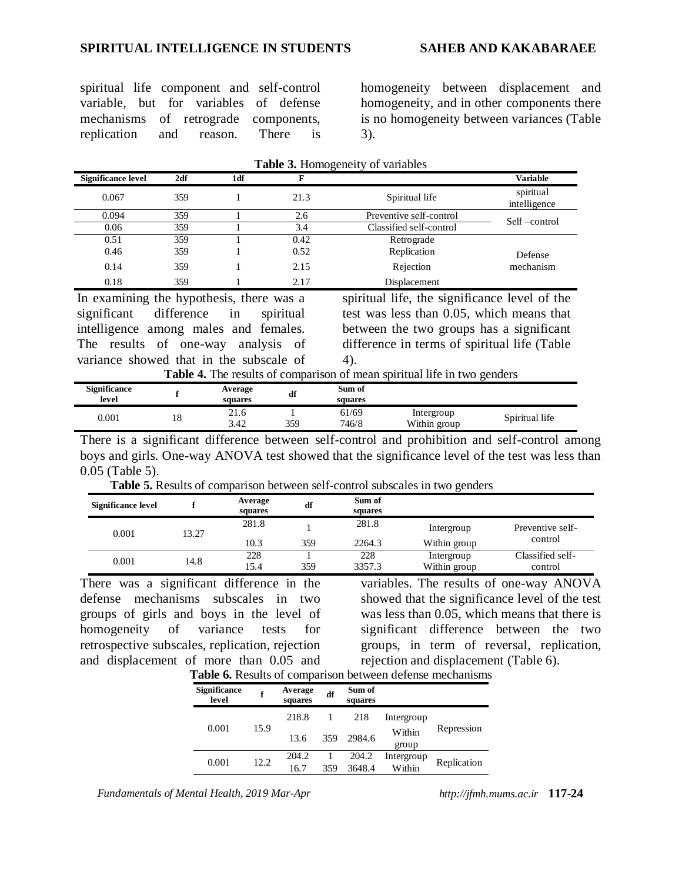spiritual life component and self-control variable, but for variables of defense mechanisms of retrograde components, replication and reason. There is homogeneity between displacement and homogeneity, and in other components there is no homogeneity between variances (Table 3).

**Table 3.** Homogeneity of variables

| Significance level | 2df | 1df | F | | Variable |
|---|---|---|---|---|---|
| 0.067 | 359 | 1 | 21.3 | Spiritual life | spiritual intelligence |
| 0.094 | 359 | 1 | 2.6 | Preventive self-control | Self –control |
| 0.06 | 359 | 1 | 3.4 | Classified self-control | |
| 0.51 | 359 | 1 | 0.42 | Retrograde | Defense mechanism |
| 0.46 | 359 | 1 | 0.52 | Replication | |
| 0.14 | 359 | 1 | 2.15 | Rejection | |
| 0.18 | 359 | 1 | 2.17 | Displacement | |

In examining the hypothesis, there was a significant difference in spiritual intelligence among males and females. The results of one-way analysis of variance showed that in the subscale of spiritual life, the significance level of the test was less than 0.05, which means that between the two groups has a significant difference in terms of spiritual life (Table 4).

**Table 4.** The results of comparison of mean spiritual life in two genders

| Significance level | f | Average squares | df | Sum of squares | | |
|---|---|---|---|---|---|---|
| 0.001 | 18 | 21.6 | 1 | 61/69 | Intergroup | Spiritual life |
| | | 3.42 | 359 | 746/8 | Within group | |

There is a significant difference between self-control and prohibition and self-control among boys and girls. One-way ANOVA test showed that the significance level of the test was less than 0.05 (Table 5).

**Table 5.** Results of comparison between self-control subscales in two genders

| Significance level | f | Average squares | df | Sum of squares | | |
|---|---|---|---|---|---|---|
| 0.001 | 13.27 | 281.8 | 1 | 281.8 | Intergroup | Preventive self-control |
| | | 10.3 | 359 | 2264.3 | Within group | |
| 0.001 | 14.8 | 228 | 1 | 228 | Intergroup | Classified self-control |
| | | 15.4 | 359 | 3357.3 | Within group | |

There was a significant difference in the defense mechanisms subscales in two groups of girls and boys in the level of homogeneity of variance tests for retrospective subscales, replication, rejection and displacement of more than 0.05 and variables. The results of one-way ANOVA showed that the significance level of the test was less than 0.05, which means that there is significant difference between the two groups, in term of reversal, replication, rejection and displacement (Table 6).

**Table 6.** Results of comparison between defense mechanisms

| Significance level | f | Average squares | df | Sum of squares | | |
|---|---|---|---|---|---|---|
| 0.001 | 15.9 | 218.8 | 1 | 218 | Intergroup | Repression |
| | | 13.6 | 359 | 2984.6 | Within group | |
| 0.001 | 12.2 | 204.2 | 1 | 204.2 | Intergroup | Replication |
| | | 16.7 | 359 | 3648.4 | Within | |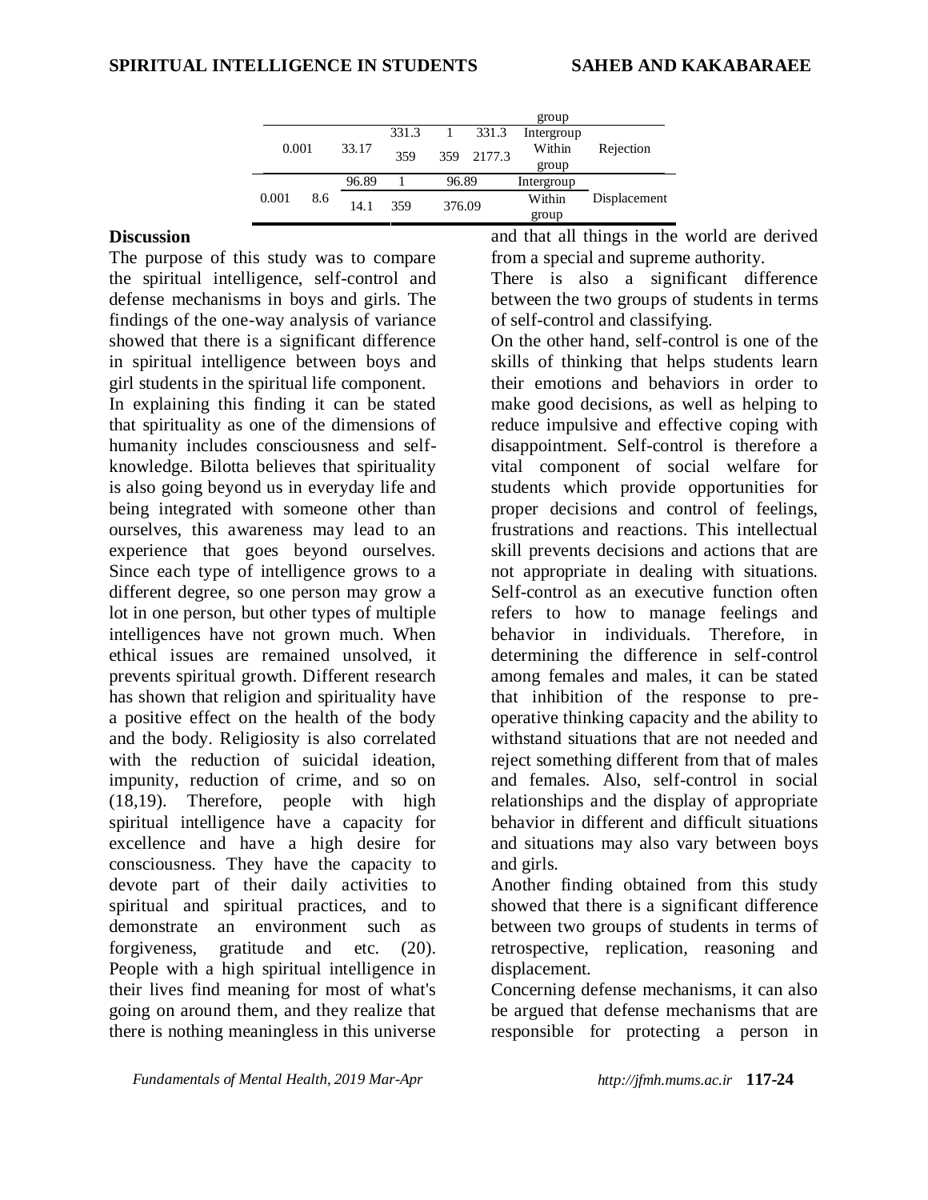| | | | | | group | |
|---|---|---|---|---|---|---|
| 0.001 | 33.17 | 331.3 | 1 | 331.3 | Intergroup | Rejection |
| | | 359 | 359 | 2177.3 | Within group | |
| 0.001 | 8.6 | 96.89 | 1 | 96.89 | Intergroup | Displacement |
| | | 14.1 | 359 | 376.09 | Within group | |

## Discussion

The purpose of this study was to compare the spiritual intelligence, self-control and defense mechanisms in boys and girls. The findings of the one-way analysis of variance showed that there is a significant difference in spiritual intelligence between boys and girl students in the spiritual life component.

In explaining this finding it can be stated that spirituality as one of the dimensions of humanity includes consciousness and self-knowledge. Bilotta believes that spirituality is also going beyond us in everyday life and being integrated with someone other than ourselves, this awareness may lead to an experience that goes beyond ourselves. Since each type of intelligence grows to a different degree, so one person may grow a lot in one person, but other types of multiple intelligences have not grown much. When ethical issues are remained unsolved, it prevents spiritual growth. Different research has shown that religion and spirituality have a positive effect on the health of the body and the body. Religiosity is also correlated with the reduction of suicidal ideation, impunity, reduction of crime, and so on (18,19). Therefore, people with high spiritual intelligence have a capacity for excellence and have a high desire for consciousness. They have the capacity to devote part of their daily activities to spiritual and spiritual practices, and to demonstrate an environment such as forgiveness, gratitude and etc. (20). People with a high spiritual intelligence in their lives find meaning for most of what's going on around them, and they realize that there is nothing meaningless in this universe and that all things in the world are derived from a special and supreme authority.

There is also a significant difference between the two groups of students in terms of self-control and classifying.

On the other hand, self-control is one of the skills of thinking that helps students learn their emotions and behaviors in order to make good decisions, as well as helping to reduce impulsive and effective coping with disappointment. Self-control is therefore a vital component of social welfare for students which provide opportunities for proper decisions and control of feelings, frustrations and reactions. This intellectual skill prevents decisions and actions that are not appropriate in dealing with situations. Self-control as an executive function often refers to how to manage feelings and behavior in individuals. Therefore, in determining the difference in self-control among females and males, it can be stated that inhibition of the response to pre-operative thinking capacity and the ability to withstand situations that are not needed and reject something different from that of males and females. Also, self-control in social relationships and the display of appropriate behavior in different and difficult situations and situations may also vary between boys and girls.

Another finding obtained from this study showed that there is a significant difference between two groups of students in terms of retrospective, replication, reasoning and displacement.

Concerning defense mechanisms, it can also be argued that defense mechanisms that are responsible for protecting a person in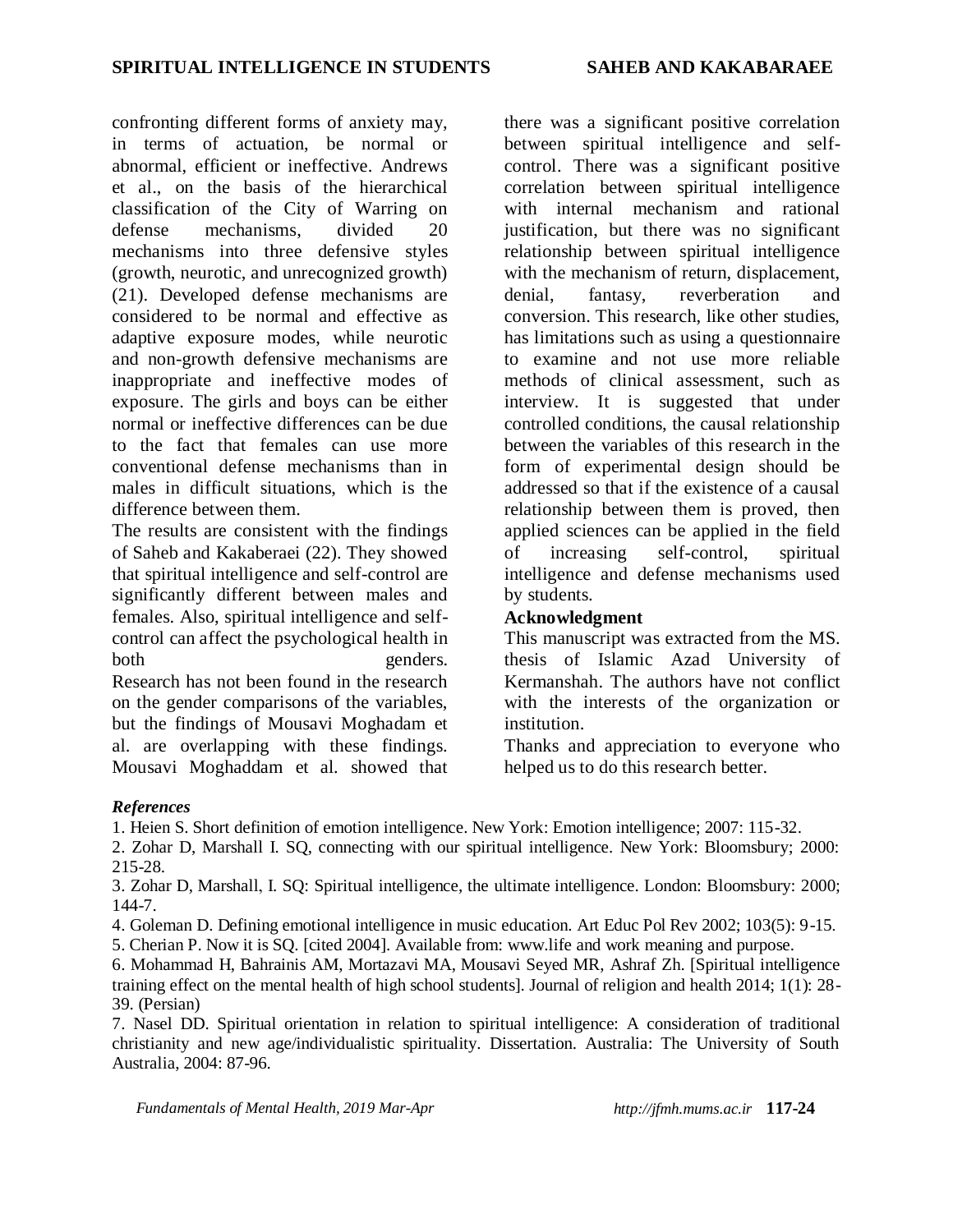confronting different forms of anxiety may, in terms of actuation, be normal or abnormal, efficient or ineffective. Andrews et al., on the basis of the hierarchical classification of the City of Warring on defense mechanisms, divided 20 mechanisms into three defensive styles (growth, neurotic, and unrecognized growth) (21). Developed defense mechanisms are considered to be normal and effective as adaptive exposure modes, while neurotic and non-growth defensive mechanisms are inappropriate and ineffective modes of exposure. The girls and boys can be either normal or ineffective differences can be due to the fact that females can use more conventional defense mechanisms than in males in difficult situations, which is the difference between them.

The results are consistent with the findings of Saheb and Kakaberaei (22). They showed that spiritual intelligence and self-control are significantly different between males and females. Also, spiritual intelligence and self-control can affect the psychological health in both genders.

Research has not been found in the research on the gender comparisons of the variables, but the findings of Mousavi Moghadam et al. are overlapping with these findings. Mousavi Moghaddam et al. showed that there was a significant positive correlation between spiritual intelligence and self-control. There was a significant positive correlation between spiritual intelligence with internal mechanism and rational justification, but there was no significant relationship between spiritual intelligence with the mechanism of return, displacement, denial, fantasy, reverberation and conversion. This research, like other studies, has limitations such as using a questionnaire to examine and not use more reliable methods of clinical assessment, such as interview. It is suggested that under controlled conditions, the causal relationship between the variables of this research in the form of experimental design should be addressed so that if the existence of a causal relationship between them is proved, then applied sciences can be applied in the field of increasing self-control, spiritual intelligence and defense mechanisms used by students.

## Acknowledgment

This manuscript was extracted from the MS. thesis of Islamic Azad University of Kermanshah. The authors have not conflict with the interests of the organization or institution.

Thanks and appreciation to everyone who helped us to do this research better.

### *References*

1. Heien S. Short definition of emotion intelligence. New York: Emotion intelligence; 2007: 115-32.
2. Zohar D, Marshall I. SQ, connecting with our spiritual intelligence. New York: Bloomsbury; 2000: 215-28.
3. Zohar D, Marshall, I. SQ: Spiritual intelligence, the ultimate intelligence. London: Bloomsbury: 2000; 144-7.
4. Goleman D. Defining emotional intelligence in music education. Art Educ Pol Rev 2002; 103(5): 9-15.
5. Cherian P. Now it is SQ. [cited 2004]. Available from: www.life and work meaning and purpose.
6. Mohammad H, Bahrainis AM, Mortazavi MA, Mousavi Seyed MR, Ashraf Zh. [Spiritual intelligence training effect on the mental health of high school students]. Journal of religion and health 2014; 1(1): 28-39. (Persian)
7. Nasel DD. Spiritual orientation in relation to spiritual intelligence: A consideration of traditional christianity and new age/individualistic spirituality. Dissertation. Australia: The University of South Australia, 2004: 87-96.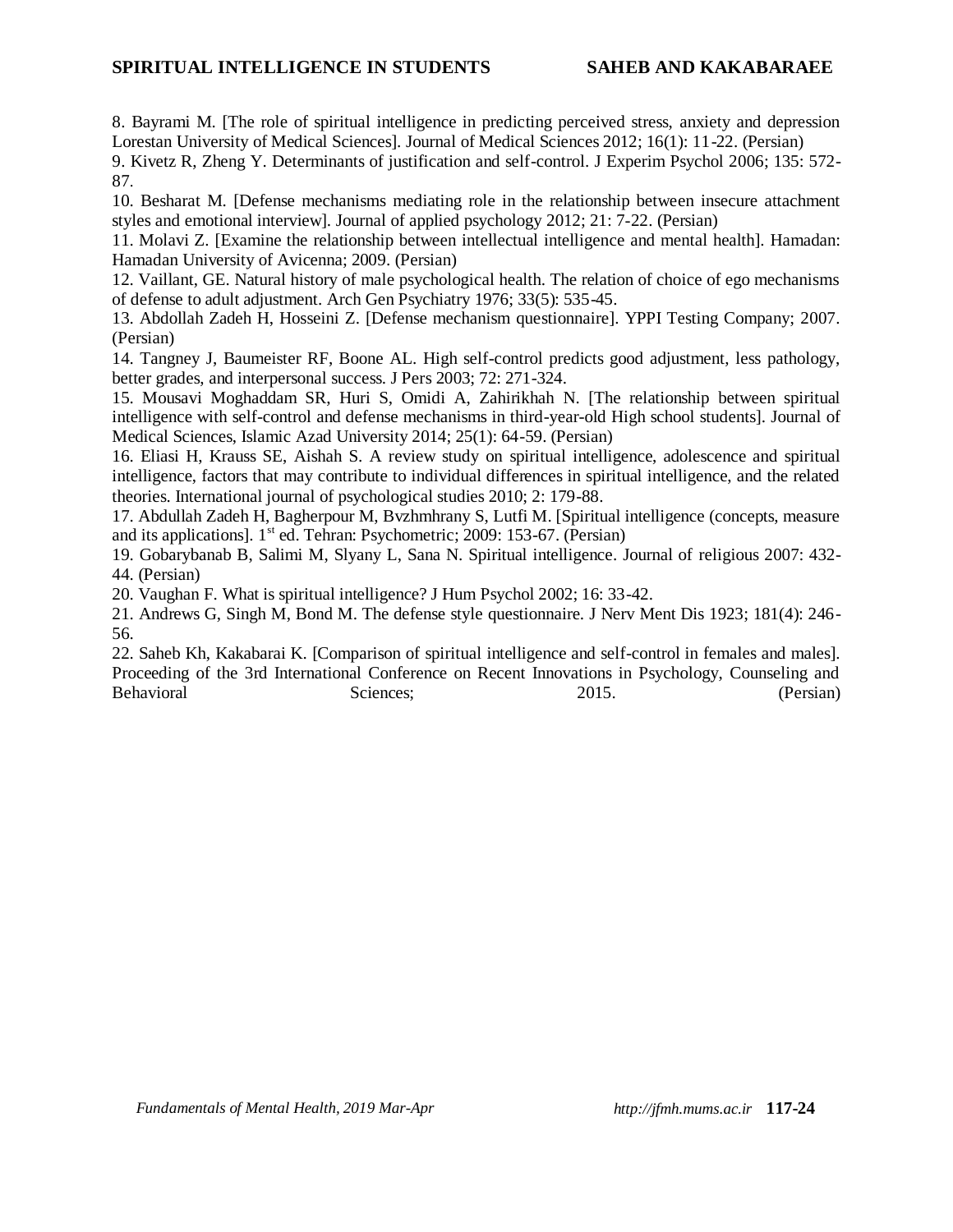8. Bayrami M. [The role of spiritual intelligence in predicting perceived stress, anxiety and depression Lorestan University of Medical Sciences]. Journal of Medical Sciences 2012; 16(1): 11-22. (Persian)

9. Kivetz R, Zheng Y. Determinants of justification and self-control. J Experim Psychol 2006; 135: 572-87.

10. Besharat M. [Defense mechanisms mediating role in the relationship between insecure attachment styles and emotional interview]. Journal of applied psychology 2012; 21: 7-22. (Persian)

11. Molavi Z. [Examine the relationship between intellectual intelligence and mental health]. Hamadan: Hamadan University of Avicenna; 2009. (Persian)

12. Vaillant, GE. Natural history of male psychological health. The relation of choice of ego mechanisms of defense to adult adjustment. Arch Gen Psychiatry 1976; 33(5): 535-45.

13. Abdollah Zadeh H, Hosseini Z. [Defense mechanism questionnaire]. YPPI Testing Company; 2007. (Persian)

14. Tangney J, Baumeister RF, Boone AL. High self-control predicts good adjustment, less pathology, better grades, and interpersonal success. J Pers 2003; 72: 271-324.

15. Mousavi Moghaddam SR, Huri S, Omidi A, Zahirikhah N. [The relationship between spiritual intelligence with self-control and defense mechanisms in third-year-old High school students]. Journal of Medical Sciences, Islamic Azad University 2014; 25(1): 64-59. (Persian)

16. Eliasi H, Krauss SE, Aishah S. A review study on spiritual intelligence, adolescence and spiritual intelligence, factors that may contribute to individual differences in spiritual intelligence, and the related theories. International journal of psychological studies 2010; 2: 179-88.

17. Abdullah Zadeh H, Bagherpour M, Bvzhmhrany S, Lutfi M. [Spiritual intelligence (concepts, measure and its applications]. 1st ed. Tehran: Psychometric; 2009: 153-67. (Persian)

19. Gobarybanab B, Salimi M, Slyany L, Sana N. Spiritual intelligence. Journal of religious 2007: 432-44. (Persian)

20. Vaughan F. What is spiritual intelligence? J Hum Psychol 2002; 16: 33-42.

21. Andrews G, Singh M, Bond M. The defense style questionnaire. J Nerv Ment Dis 1923; 181(4): 246-56.

22. Saheb Kh, Kakabarai K. [Comparison of spiritual intelligence and self-control in females and males]. Proceeding of the 3rd International Conference on Recent Innovations in Psychology, Counseling and Behavioral Sciences; 2015. (Persian)